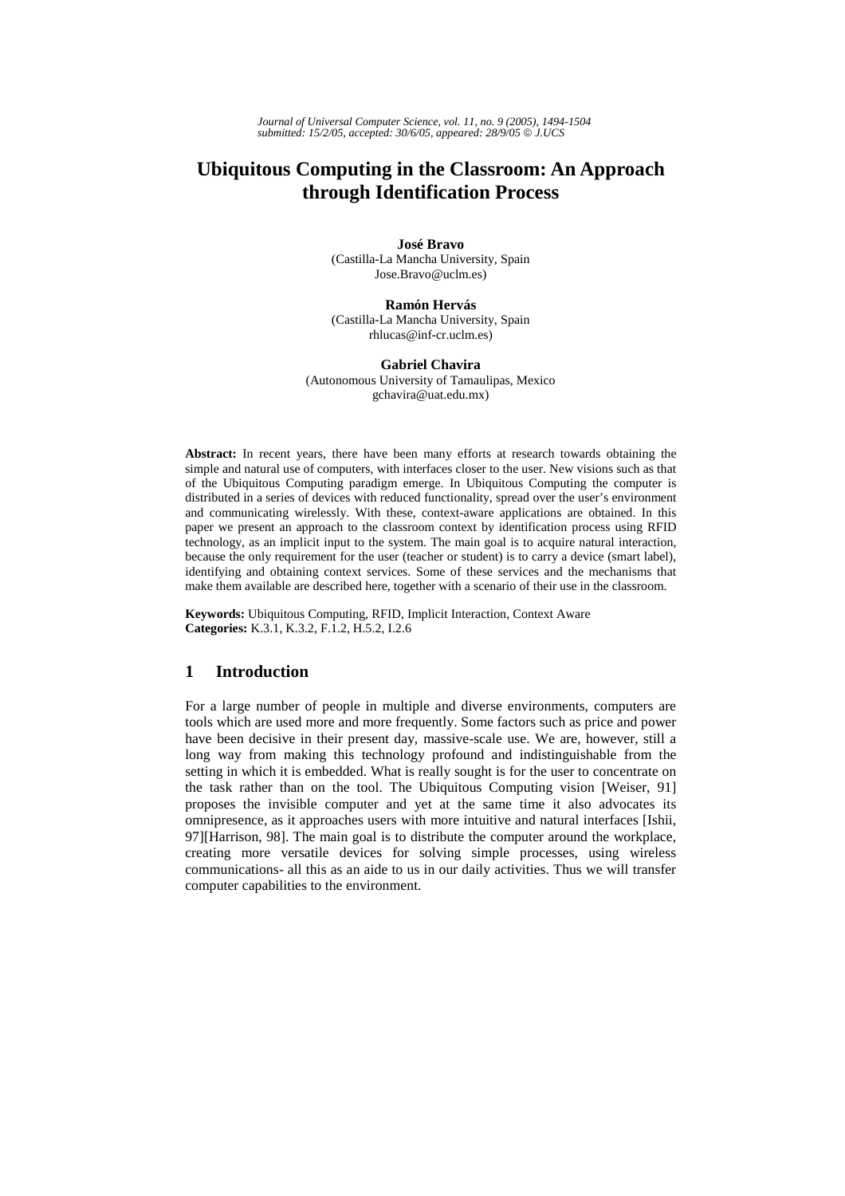# Ubiquitous Computing in the Classroom: An Approach through Identification Process

**José Bravo**
(Castilla-La Mancha University, Spain
Jose.Bravo@uclm.es)

**Ramón Hervás**
(Castilla-La Mancha University, Spain
rhlucas@inf-cr.uclm.es)

**Gabriel Chavira**
(Autonomous University of Tamaulipas, Mexico
gchavira@uat.edu.mx)

**Abstract:** In recent years, there have been many efforts at research towards obtaining the simple and natural use of computers, with interfaces closer to the user. New visions such as that of the Ubiquitous Computing paradigm emerge. In Ubiquitous Computing the computer is distributed in a series of devices with reduced functionality, spread over the user's environment and communicating wirelessly. With these, context-aware applications are obtained. In this paper we present an approach to the classroom context by identification process using RFID technology, as an implicit input to the system. The main goal is to acquire natural interaction, because the only requirement for the user (teacher or student) is to carry a device (smart label), identifying and obtaining context services. Some of these services and the mechanisms that make them available are described here, together with a scenario of their use in the classroom.

**Keywords:** Ubiquitous Computing, RFID, Implicit Interaction, Context Aware
**Categories:** K.3.1, K.3.2, F.1.2, H.5.2, I.2.6

## 1 Introduction

For a large number of people in multiple and diverse environments, computers are tools which are used more and more frequently. Some factors such as price and power have been decisive in their present day, massive-scale use. We are, however, still a long way from making this technology profound and indistinguishable from the setting in which it is embedded. What is really sought is for the user to concentrate on the task rather than on the tool. The Ubiquitous Computing vision [Weiser, 91] proposes the invisible computer and yet at the same time it also advocates its omnipresence, as it approaches users with more intuitive and natural interfaces [Ishii, 97][Harrison, 98]. The main goal is to distribute the computer around the workplace, creating more versatile devices for solving simple processes, using wireless communications- all this as an aide to us in our daily activities. Thus we will transfer computer capabilities to the environment.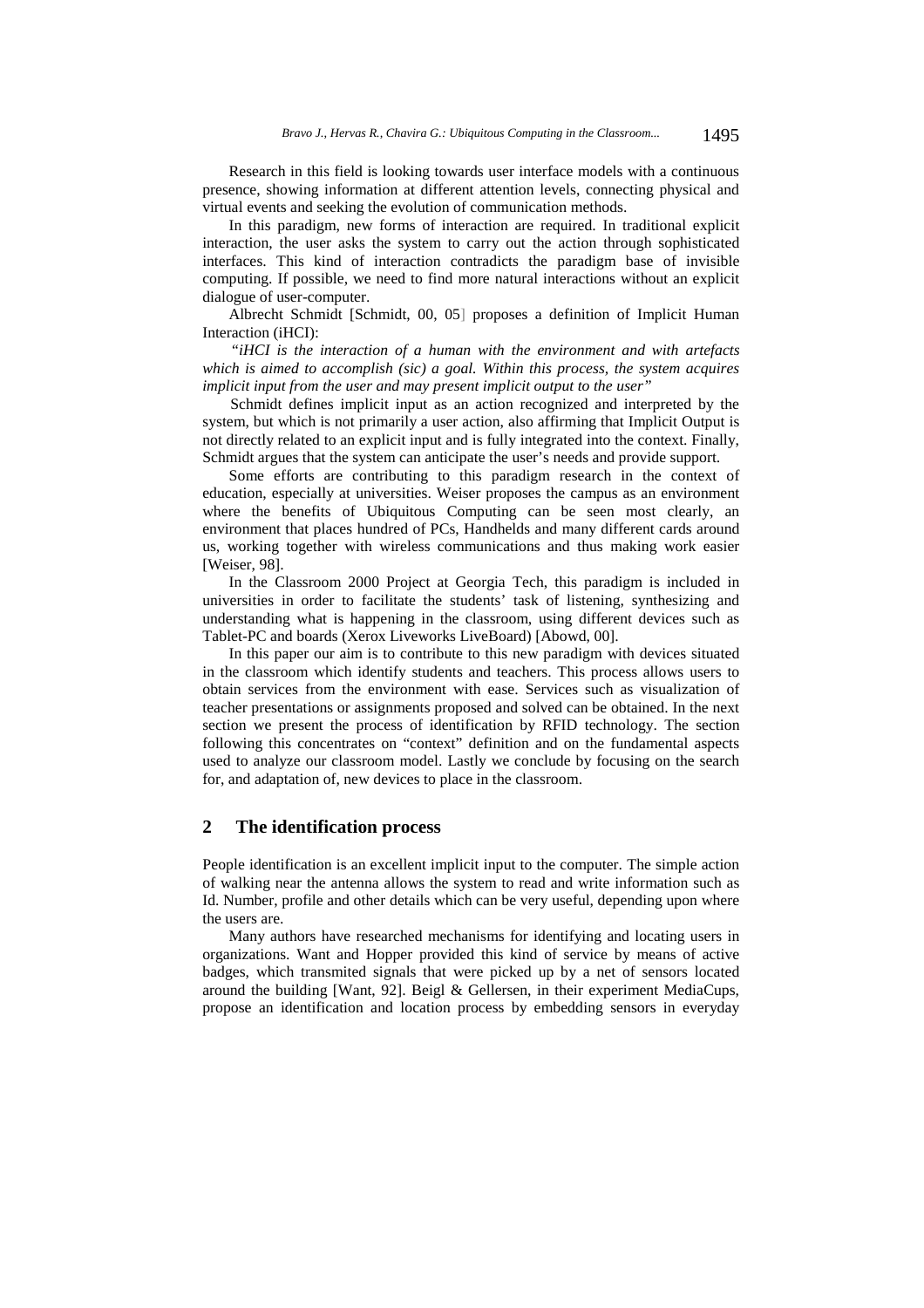Research in this field is looking towards user interface models with a continuous presence, showing information at different attention levels, connecting physical and virtual events and seeking the evolution of communication methods.

In this paradigm, new forms of interaction are required. In traditional explicit interaction, the user asks the system to carry out the action through sophisticated interfaces. This kind of interaction contradicts the paradigm base of invisible computing. If possible, we need to find more natural interactions without an explicit dialogue of user-computer.

Albrecht Schmidt [Schmidt, 00, 05] proposes a definition of Implicit Human Interaction (iHCI):

*"iHCI is the interaction of a human with the environment and with artefacts which is aimed to accomplish (sic) a goal. Within this process, the system acquires implicit input from the user and may present implicit output to the user"*

Schmidt defines implicit input as an action recognized and interpreted by the system, but which is not primarily a user action, also affirming that Implicit Output is not directly related to an explicit input and is fully integrated into the context. Finally, Schmidt argues that the system can anticipate the user's needs and provide support.

Some efforts are contributing to this paradigm research in the context of education, especially at universities. Weiser proposes the campus as an environment where the benefits of Ubiquitous Computing can be seen most clearly, an environment that places hundred of PCs, Handhelds and many different cards around us, working together with wireless communications and thus making work easier [Weiser, 98].

In the Classroom 2000 Project at Georgia Tech, this paradigm is included in universities in order to facilitate the students' task of listening, synthesizing and understanding what is happening in the classroom, using different devices such as Tablet-PC and boards (Xerox Liveworks LiveBoard) [Abowd, 00].

In this paper our aim is to contribute to this new paradigm with devices situated in the classroom which identify students and teachers. This process allows users to obtain services from the environment with ease. Services such as visualization of teacher presentations or assignments proposed and solved can be obtained. In the next section we present the process of identification by RFID technology. The section following this concentrates on "context" definition and on the fundamental aspects used to analyze our classroom model. Lastly we conclude by focusing on the search for, and adaptation of, new devices to place in the classroom.

## 2 The identification process

People identification is an excellent implicit input to the computer. The simple action of walking near the antenna allows the system to read and write information such as Id. Number, profile and other details which can be very useful, depending upon where the users are.

Many authors have researched mechanisms for identifying and locating users in organizations. Want and Hopper provided this kind of service by means of active badges, which transmited signals that were picked up by a net of sensors located around the building [Want, 92]. Beigl & Gellersen, in their experiment MediaCups, propose an identification and location process by embedding sensors in everyday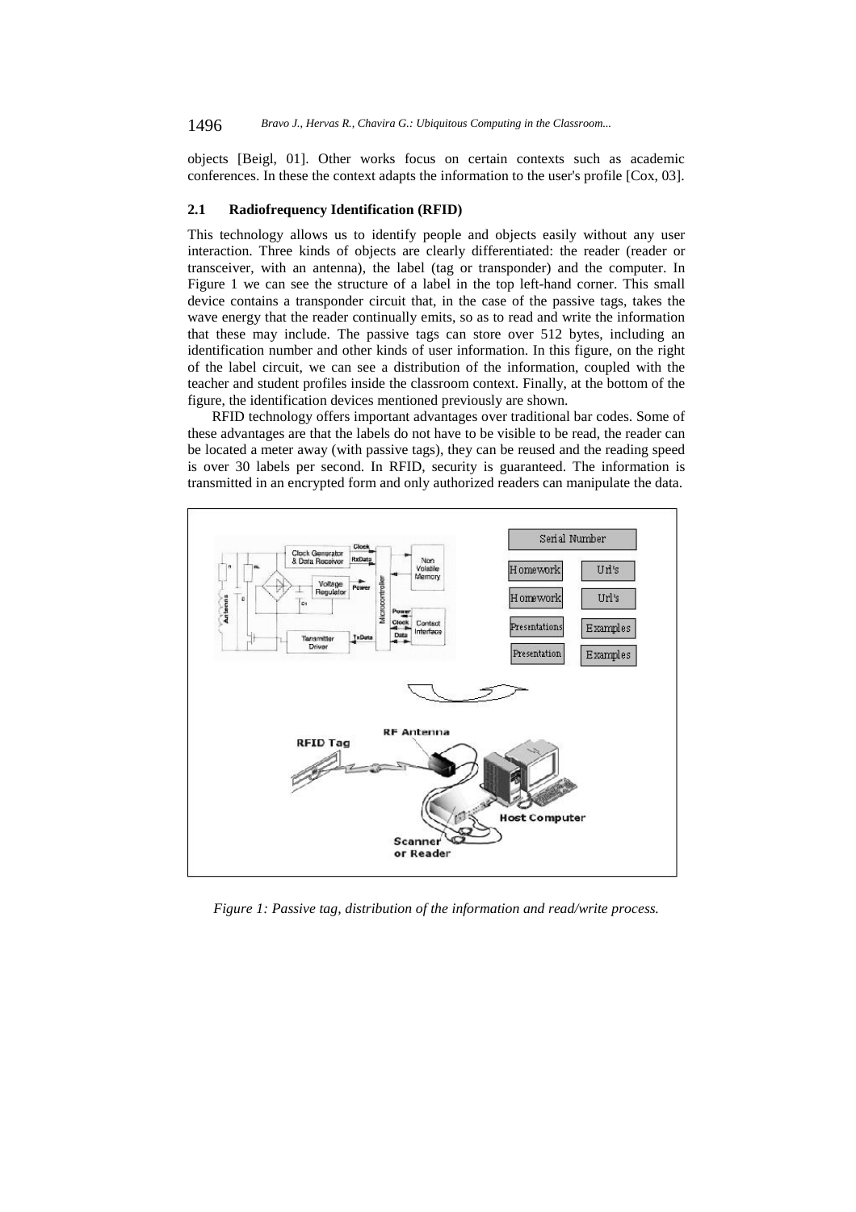objects [Beigl, 01]. Other works focus on certain contexts such as academic conferences. In these the context adapts the information to the user's profile [Cox, 03].

### 2.1 Radiofrequency Identification (RFID)

This technology allows us to identify people and objects easily without any user interaction. Three kinds of objects are clearly differentiated: the reader (reader or transceiver, with an antenna), the label (tag or transponder) and the computer. In Figure 1 we can see the structure of a label in the top left-hand corner. This small device contains a transponder circuit that, in the case of the passive tags, takes the wave energy that the reader continually emits, so as to read and write the information that these may include. The passive tags can store over 512 bytes, including an identification number and other kinds of user information. In this figure, on the right of the label circuit, we can see a distribution of the information, coupled with the teacher and student profiles inside the classroom context. Finally, at the bottom of the figure, the identification devices mentioned previously are shown.

RFID technology offers important advantages over traditional bar codes. Some of these advantages are that the labels do not have to be visible to be read, the reader can be located a meter away (with passive tags), they can be reused and the reading speed is over 30 labels per second. In RFID, security is guaranteed. The information is transmitted in an encrypted form and only authorized readers can manipulate the data.

*Figure 1: Passive tag, distribution of the information and read/write process.*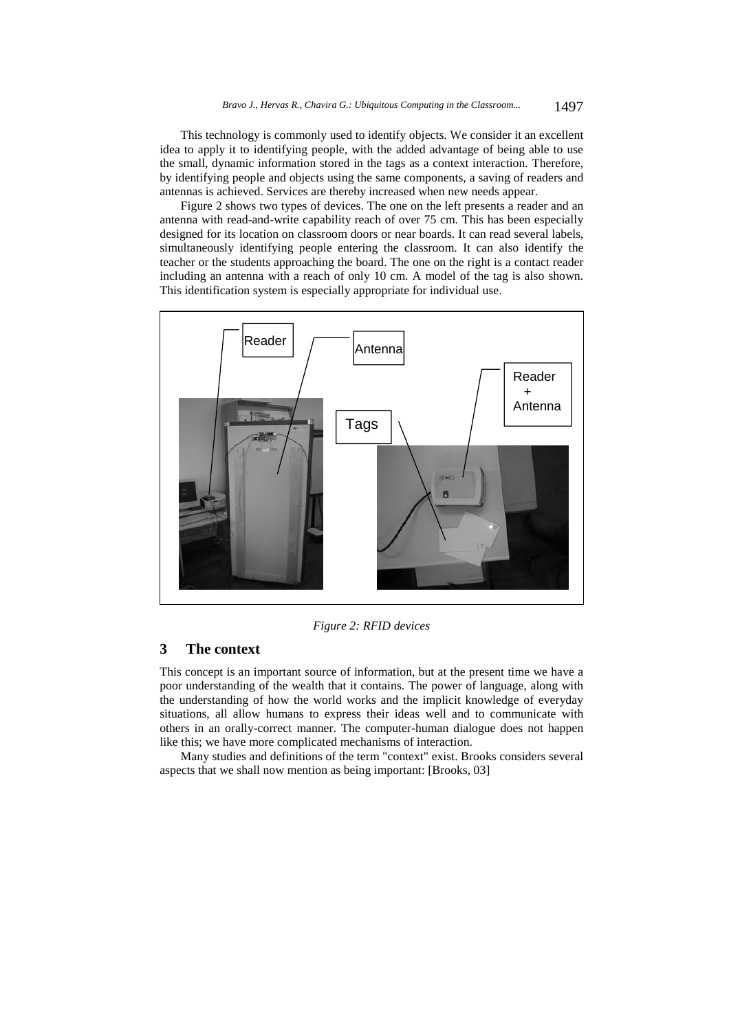This technology is commonly used to identify objects. We consider it an excellent idea to apply it to identifying people, with the added advantage of being able to use the small, dynamic information stored in the tags as a context interaction. Therefore, by identifying people and objects using the same components, a saving of readers and antennas is achieved. Services are thereby increased when new needs appear.

Figure 2 shows two types of devices. The one on the left presents a reader and an antenna with read-and-write capability reach of over 75 cm. This has been especially designed for its location on classroom doors or near boards. It can read several labels, simultaneously identifying people entering the classroom. It can also identify the teacher or the students approaching the board. The one on the right is a contact reader including an antenna with a reach of only 10 cm. A model of the tag is also shown. This identification system is especially appropriate for individual use.

*Figure 2: RFID devices*

## 3 The context

This concept is an important source of information, but at the present time we have a poor understanding of the wealth that it contains. The power of language, along with the understanding of how the world works and the implicit knowledge of everyday situations, all allow humans to express their ideas well and to communicate with others in an orally-correct manner. The computer-human dialogue does not happen like this; we have more complicated mechanisms of interaction.

Many studies and definitions of the term "context" exist. Brooks considers several aspects that we shall now mention as being important: [Brooks, 03]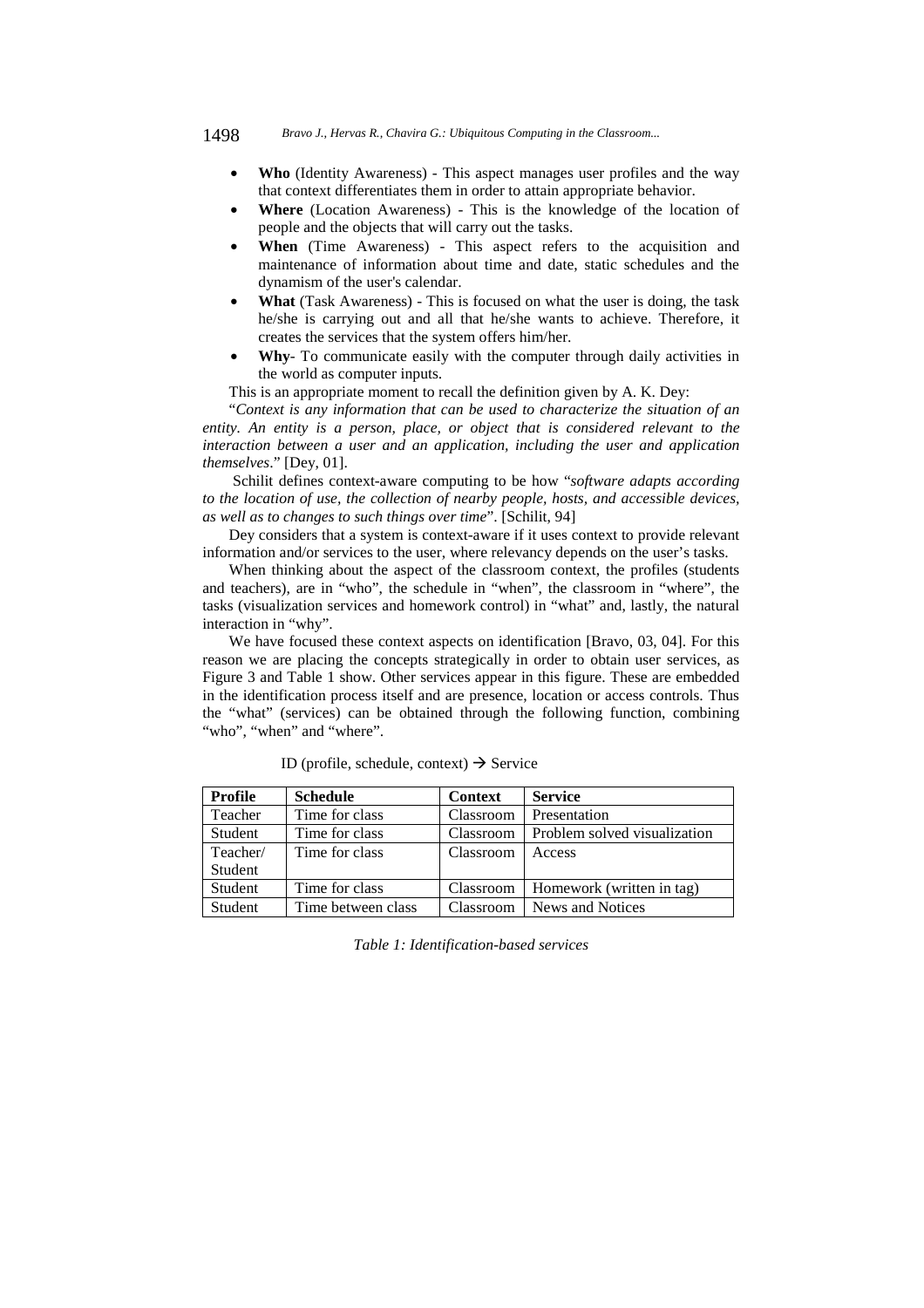- **Who** (Identity Awareness) - This aspect manages user profiles and the way that context differentiates them in order to attain appropriate behavior.
- **Where** (Location Awareness) - This is the knowledge of the location of people and the objects that will carry out the tasks.
- **When** (Time Awareness) - This aspect refers to the acquisition and maintenance of information about time and date, static schedules and the dynamism of the user's calendar.
- **What** (Task Awareness) - This is focused on what the user is doing, the task he/she is carrying out and all that he/she wants to achieve. Therefore, it creates the services that the system offers him/her.
- **Why**- To communicate easily with the computer through daily activities in the world as computer inputs.

This is an appropriate moment to recall the definition given by A. K. Dey:

"*Context is any information that can be used to characterize the situation of an entity. An entity is a person, place, or object that is considered relevant to the interaction between a user and an application, including the user and application themselves*." [Dey, 01].

Schilit defines context-aware computing to be how "*software adapts according to the location of use, the collection of nearby people, hosts, and accessible devices, as well as to changes to such things over time*". [Schilit, 94]

Dey considers that a system is context-aware if it uses context to provide relevant information and/or services to the user, where relevancy depends on the user's tasks.

When thinking about the aspect of the classroom context, the profiles (students and teachers), are in "who", the schedule in "when", the classroom in "where", the tasks (visualization services and homework control) in "what" and, lastly, the natural interaction in "why".

We have focused these context aspects on identification [Bravo, 03, 04]. For this reason we are placing the concepts strategically in order to obtain user services, as Figure 3 and Table 1 show. Other services appear in this figure. These are embedded in the identification process itself and are presence, location or access controls. Thus the "what" (services) can be obtained through the following function, combining "who", "when" and "where".

ID (profile, schedule, context) → Service

| Profile | Schedule | Context | Service |
|---|---|---|---|
| Teacher | Time for class | Classroom | Presentation |
| Student | Time for class | Classroom | Problem solved visualization |
| Teacher/ Student | Time for class | Classroom | Access |
| Student | Time for class | Classroom | Homework (written in tag) |
| Student | Time between class | Classroom | News and Notices |

*Table 1: Identification-based services*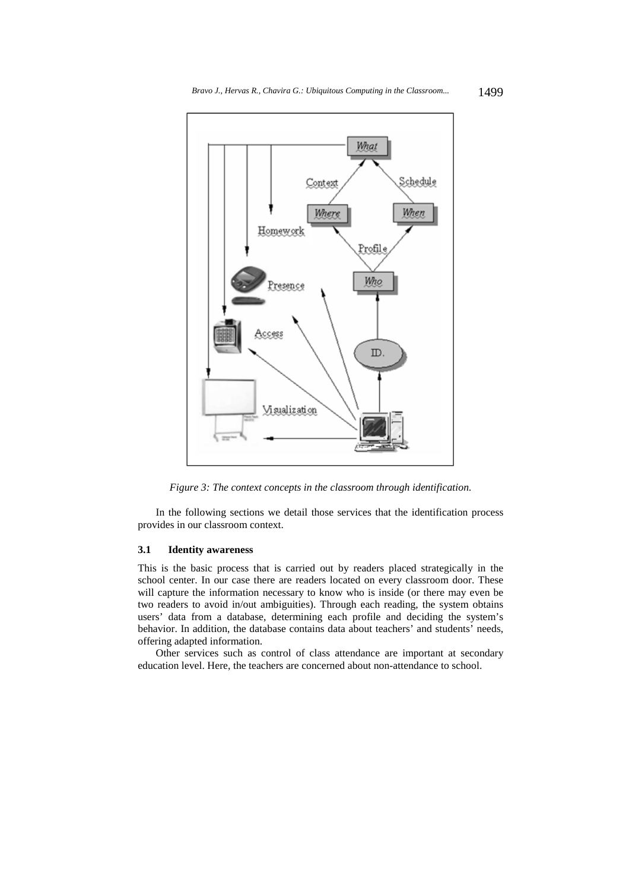*Figure 3: The context concepts in the classroom through identification.*

In the following sections we detail those services that the identification process provides in our classroom context.

### 3.1 Identity awareness

This is the basic process that is carried out by readers placed strategically in the school center. In our case there are readers located on every classroom door. These will capture the information necessary to know who is inside (or there may even be two readers to avoid in/out ambiguities). Through each reading, the system obtains users' data from a database, determining each profile and deciding the system's behavior. In addition, the database contains data about teachers' and students' needs, offering adapted information.

Other services such as control of class attendance are important at secondary education level. Here, the teachers are concerned about non-attendance to school.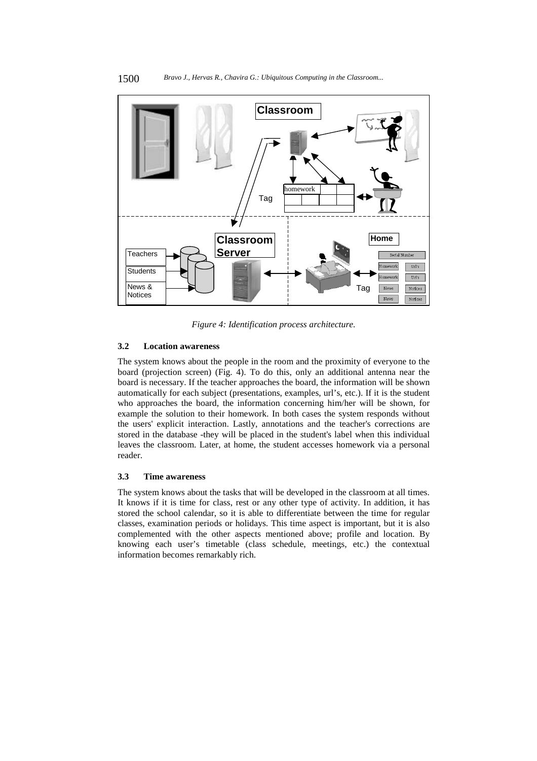*Figure 4: Identification process architecture.*

### 3.2 Location awareness

The system knows about the people in the room and the proximity of everyone to the board (projection screen) (Fig. 4). To do this, only an additional antenna near the board is necessary. If the teacher approaches the board, the information will be shown automatically for each subject (presentations, examples, url's, etc.). If it is the student who approaches the board, the information concerning him/her will be shown, for example the solution to their homework. In both cases the system responds without the users' explicit interaction. Lastly, annotations and the teacher's corrections are stored in the database -they will be placed in the student's label when this individual leaves the classroom. Later, at home, the student accesses homework via a personal reader.

### 3.3 Time awareness

The system knows about the tasks that will be developed in the classroom at all times. It knows if it is time for class, rest or any other type of activity. In addition, it has stored the school calendar, so it is able to differentiate between the time for regular classes, examination periods or holidays. This time aspect is important, but it is also complemented with the other aspects mentioned above; profile and location. By knowing each user's timetable (class schedule, meetings, etc.) the contextual information becomes remarkably rich.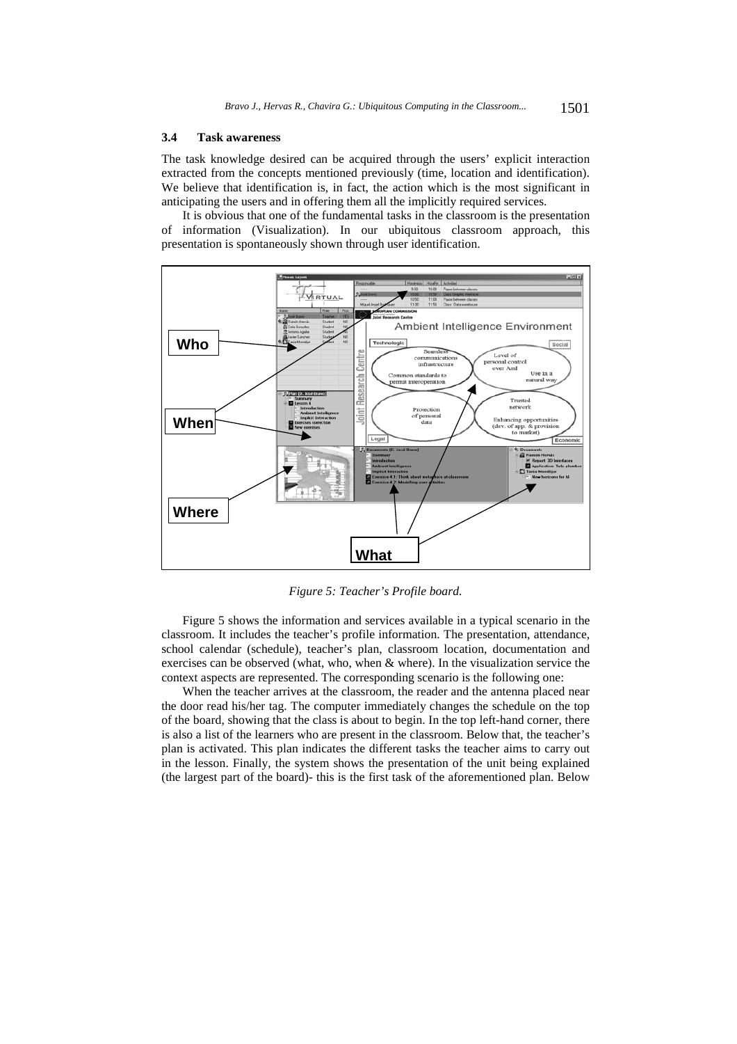### 3.4 Task awareness

The task knowledge desired can be acquired through the users' explicit interaction extracted from the concepts mentioned previously (time, location and identification). We believe that identification is, in fact, the action which is the most significant in anticipating the users and in offering them all the implicitly required services.

It is obvious that one of the fundamental tasks in the classroom is the presentation of information (Visualization). In our ubiquitous classroom approach, this presentation is spontaneously shown through user identification.

*Figure 5: Teacher's Profile board.*

Figure 5 shows the information and services available in a typical scenario in the classroom. It includes the teacher's profile information. The presentation, attendance, school calendar (schedule), teacher's plan, classroom location, documentation and exercises can be observed (what, who, when & where). In the visualization service the context aspects are represented. The corresponding scenario is the following one:

When the teacher arrives at the classroom, the reader and the antenna placed near the door read his/her tag. The computer immediately changes the schedule on the top of the board, showing that the class is about to begin. In the top left-hand corner, there is also a list of the learners who are present in the classroom. Below that, the teacher's plan is activated. This plan indicates the different tasks the teacher aims to carry out in the lesson. Finally, the system shows the presentation of the unit being explained (the largest part of the board)- this is the first task of the aforementioned plan. Below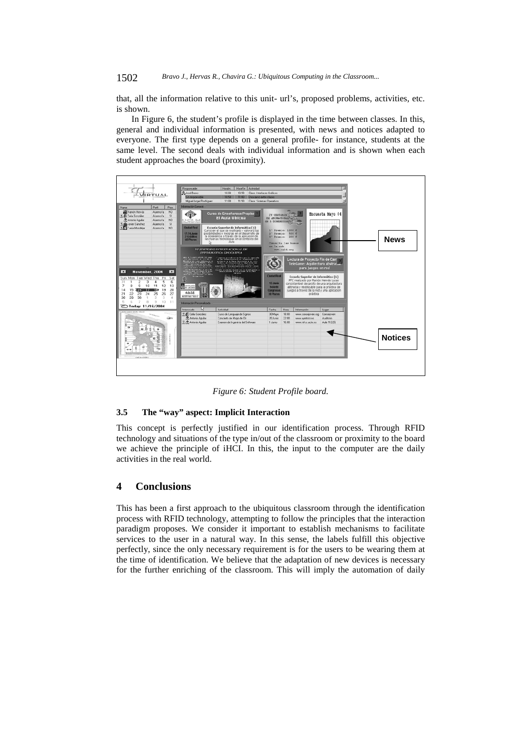that, all the information relative to this unit- url's, proposed problems, activities, etc. is shown.

In Figure 6, the student's profile is displayed in the time between classes. In this, general and individual information is presented, with news and notices adapted to everyone. The first type depends on a general profile- for instance, students at the same level. The second deals with individual information and is shown when each student approaches the board (proximity).

*Figure 6: Student Profile board.*

### 3.5 The "way" aspect: Implicit Interaction

This concept is perfectly justified in our identification process. Through RFID technology and situations of the type in/out of the classroom or proximity to the board we achieve the principle of iHCI. In this, the input to the computer are the daily activities in the real world.

## 4 Conclusions

This has been a first approach to the ubiquitous classroom through the identification process with RFID technology, attempting to follow the principles that the interaction paradigm proposes. We consider it important to establish mechanisms to facilitate services to the user in a natural way. In this sense, the labels fulfill this objective perfectly, since the only necessary requirement is for the users to be wearing them at the time of identification. We believe that the adaptation of new devices is necessary for the further enriching of the classroom. This will imply the automation of daily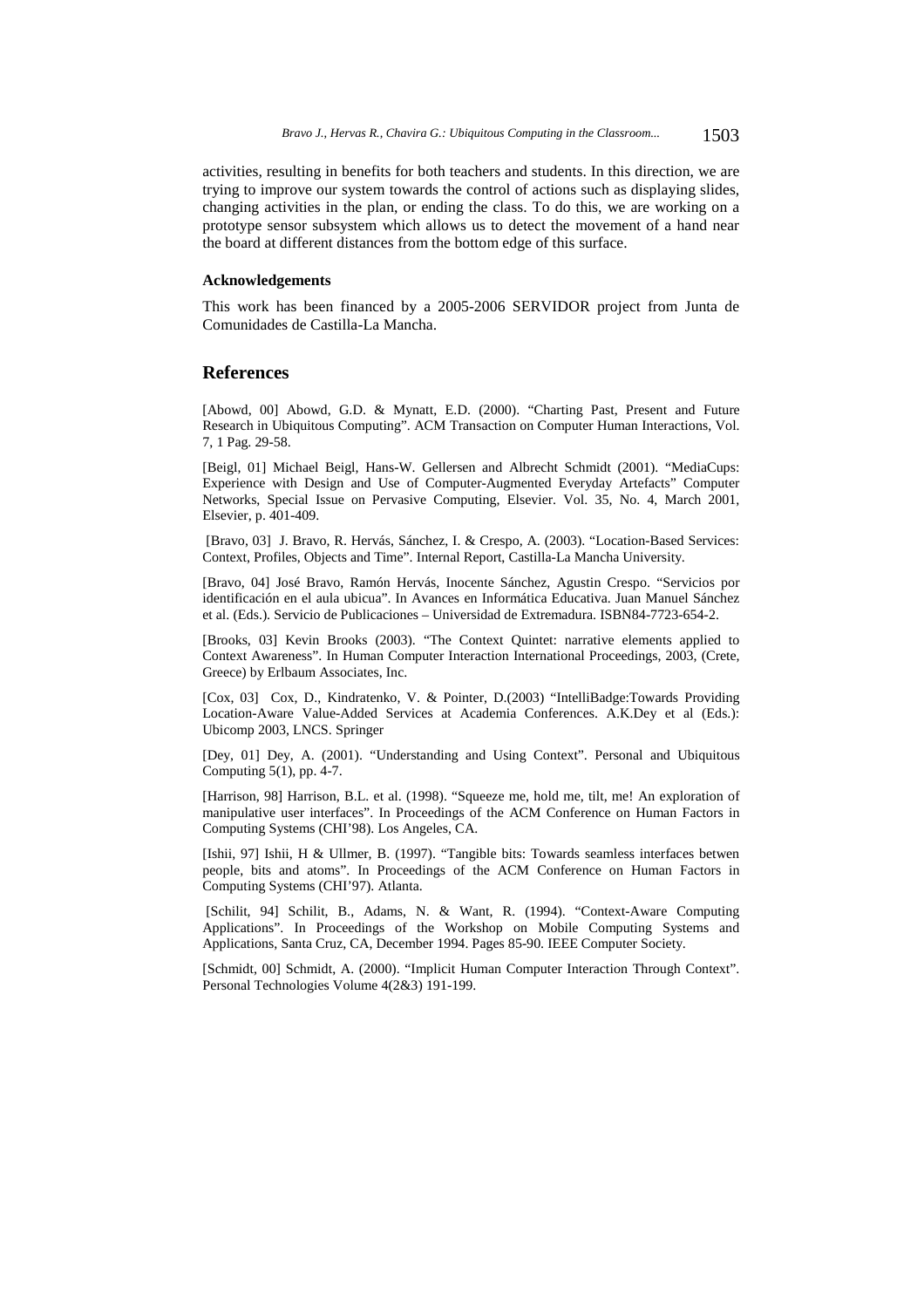activities, resulting in benefits for both teachers and students. In this direction, we are trying to improve our system towards the control of actions such as displaying slides, changing activities in the plan, or ending the class. To do this, we are working on a prototype sensor subsystem which allows us to detect the movement of a hand near the board at different distances from the bottom edge of this surface.

### Acknowledgements

This work has been financed by a 2005-2006 SERVIDOR project from Junta de Comunidades de Castilla-La Mancha.

## References

[Abowd, 00] Abowd, G.D. & Mynatt, E.D. (2000). "Charting Past, Present and Future Research in Ubiquitous Computing". ACM Transaction on Computer Human Interactions, Vol. 7, 1 Pag. 29-58.

[Beigl, 01] Michael Beigl, Hans-W. Gellersen and Albrecht Schmidt (2001). "MediaCups: Experience with Design and Use of Computer-Augmented Everyday Artefacts" Computer Networks, Special Issue on Pervasive Computing, Elsevier. Vol. 35, No. 4, March 2001, Elsevier, p. 401-409.

[Bravo, 03] J. Bravo, R. Hervás, Sánchez, I. & Crespo, A. (2003). "Location-Based Services: Context, Profiles, Objects and Time". Internal Report, Castilla-La Mancha University.

[Bravo, 04] José Bravo, Ramón Hervás, Inocente Sánchez, Agustin Crespo. "Servicios por identificación en el aula ubicua". In Avances en Informática Educativa. Juan Manuel Sánchez et al. (Eds.). Servicio de Publicaciones – Universidad de Extremadura. ISBN84-7723-654-2.

[Brooks, 03] Kevin Brooks (2003). "The Context Quintet: narrative elements applied to Context Awareness". In Human Computer Interaction International Proceedings, 2003, (Crete, Greece) by Erlbaum Associates, Inc.

[Cox, 03] Cox, D., Kindratenko, V. & Pointer, D.(2003) "IntelliBadge:Towards Providing Location-Aware Value-Added Services at Academia Conferences. A.K.Dey et al (Eds.): Ubicomp 2003, LNCS. Springer

[Dey, 01] Dey, A. (2001). "Understanding and Using Context". Personal and Ubiquitous Computing 5(1), pp. 4-7.

[Harrison, 98] Harrison, B.L. et al. (1998). "Squeeze me, hold me, tilt, me! An exploration of manipulative user interfaces". In Proceedings of the ACM Conference on Human Factors in Computing Systems (CHI'98). Los Angeles, CA.

[Ishii, 97] Ishii, H & Ullmer, B. (1997). "Tangible bits: Towards seamless interfaces betwen people, bits and atoms". In Proceedings of the ACM Conference on Human Factors in Computing Systems (CHI'97). Atlanta.

[Schilit, 94] Schilit, B., Adams, N. & Want, R. (1994). "Context-Aware Computing Applications". In Proceedings of the Workshop on Mobile Computing Systems and Applications, Santa Cruz, CA, December 1994. Pages 85-90. IEEE Computer Society.

[Schmidt, 00] Schmidt, A. (2000). "Implicit Human Computer Interaction Through Context". Personal Technologies Volume 4(2&3) 191-199.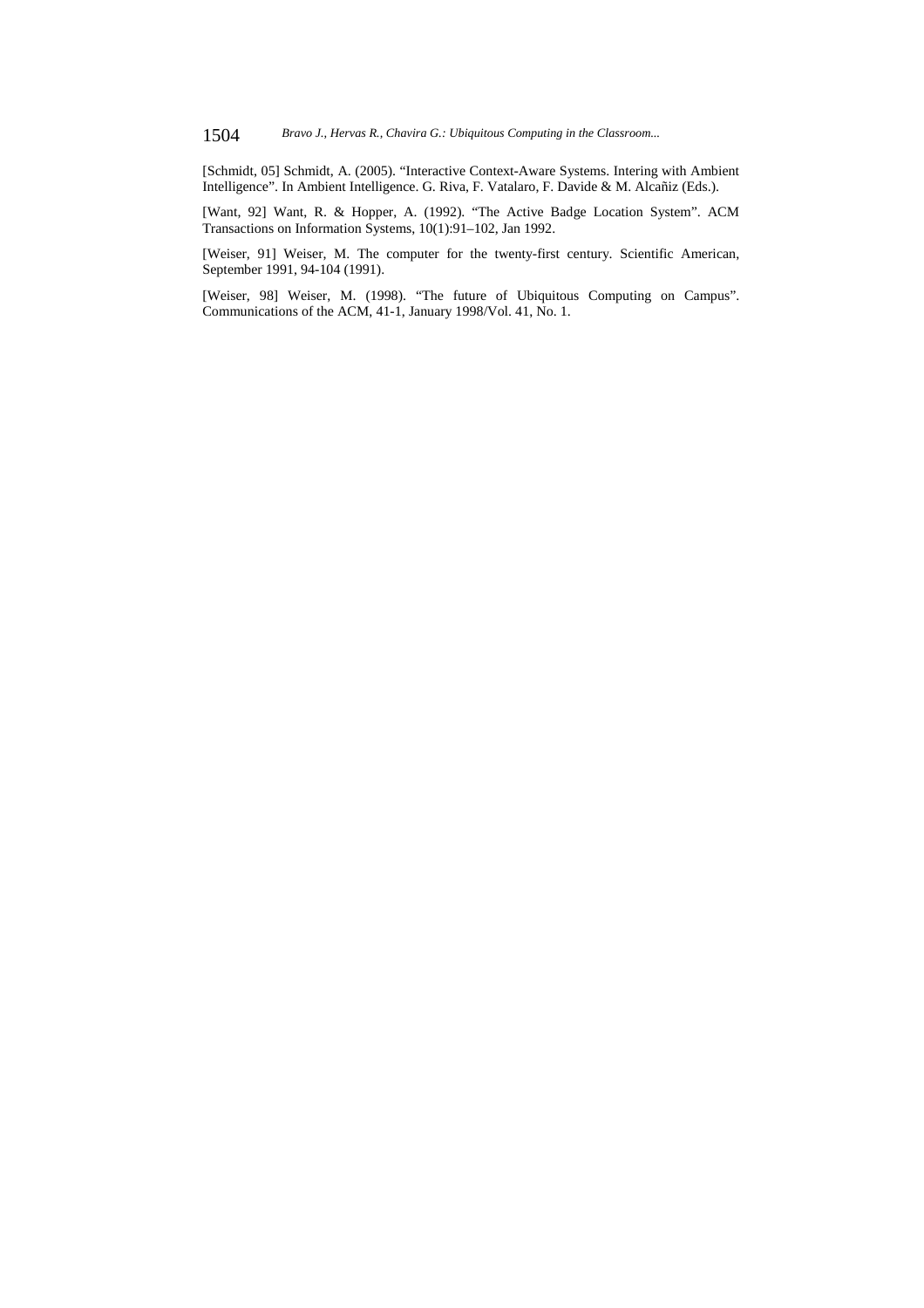[Schmidt, 05] Schmidt, A. (2005). “Interactive Context-Aware Systems. Intering with Ambient Intelligence”. In Ambient Intelligence. G. Riva, F. Vatalaro, F. Davide & M. Alcañiz (Eds.).

[Want, 92] Want, R. & Hopper, A. (1992). “The Active Badge Location System”. ACM Transactions on Information Systems, 10(1):91–102, Jan 1992.

[Weiser, 91] Weiser, M. The computer for the twenty-first century. Scientific American, September 1991, 94-104 (1991).

[Weiser, 98] Weiser, M. (1998). “The future of Ubiquitous Computing on Campus”. Communications of the ACM, 41-1, January 1998/Vol. 41, No. 1.